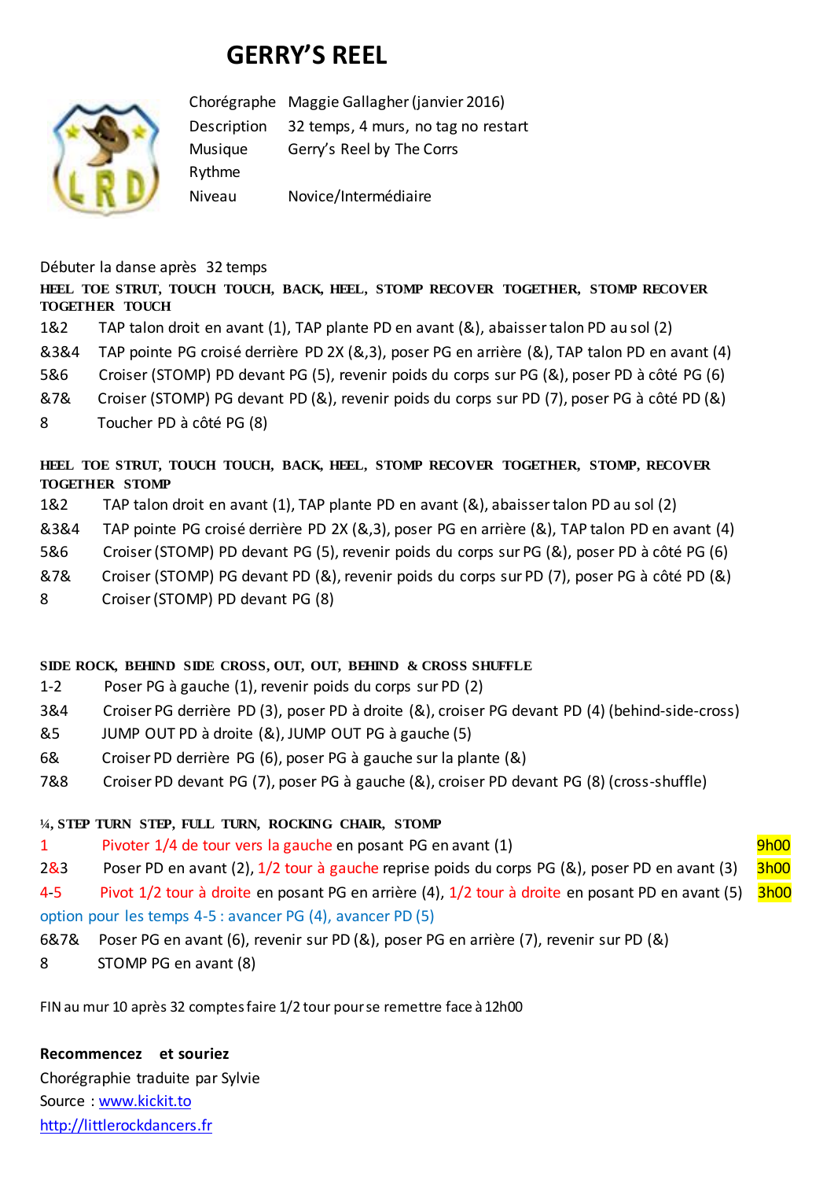# GERRY'S REEL

| | |
|---|---|
| Chorégraphe | Maggie Gallagher (janvier 2016) |
| Description | 32 temps, 4 murs, no tag no restart |
| Musique | Gerry's Reel by The Corrs |
| Rythme | |
| Niveau | Novice/Intermédiaire |

Débuter la danse après 32 temps

**HEEL TOE STRUT, TOUCH TOUCH, BACK, HEEL, STOMP RECOVER TOGETHER, STOMP RECOVER TOGETHER TOUCH**

1&2 TAP talon droit en avant (1), TAP plante PD en avant (&), abaisser talon PD au sol (2)
&3&4 TAP pointe PG croisé derrière PD 2X (&,3), poser PG en arrière (&), TAP talon PD en avant (4)
5&6 Croiser (STOMP) PD devant PG (5), revenir poids du corps sur PG (&), poser PD à côté PG (6)
&7& Croiser (STOMP) PG devant PD (&), revenir poids du corps sur PD (7), poser PG à côté PD (&)
8 Toucher PD à côté PG (8)

**HEEL TOE STRUT, TOUCH TOUCH, BACK, HEEL, STOMP RECOVER TOGETHER, STOMP, RECOVER TOGETHER STOMP**

1&2 TAP talon droit en avant (1), TAP plante PD en avant (&), abaisser talon PD au sol (2)
&3&4 TAP pointe PG croisé derrière PD 2X (&,3), poser PG en arrière (&), TAP talon PD en avant (4)
5&6 Croiser (STOMP) PD devant PG (5), revenir poids du corps sur PG (&), poser PD à côté PG (6)
&7& Croiser (STOMP) PG devant PD (&), revenir poids du corps sur PD (7), poser PG à côté PD (&)
8 Croiser (STOMP) PD devant PG (8)

**SIDE ROCK, BEHIND SIDE CROSS, OUT, OUT, BEHIND & CROSS SHUFFLE**

1-2 Poser PG à gauche (1), revenir poids du corps sur PD (2)
3&4 Croiser PG derrière PD (3), poser PD à droite (&), croiser PG devant PD (4) (behind-side-cross)
&5 JUMP OUT PD à droite (&), JUMP OUT PG à gauche (5)
6& Croiser PD derrière PG (6), poser PG à gauche sur la plante (&)
7&8 Croiser PD devant PG (7), poser PG à gauche (&), croiser PD devant PG (8) (cross-shuffle)

**¼, STEP TURN STEP, FULL TURN, ROCKING CHAIR, STOMP**

1 Pivoter 1/4 de tour vers la gauche en posant PG en avant (1) 9h00
2&3 Poser PD en avant (2), 1/2 tour à gauche reprise poids du corps PG (&), poser PD en avant (3) 3h00
4-5 Pivot 1/2 tour à droite en posant PG en arrière (4), 1/2 tour à droite en posant PD en avant (5) 3h00
option pour les temps 4-5 : avancer PG (4), avancer PD (5)
6&7& Poser PG en avant (6), revenir sur PD (&), poser PG en arrière (7), revenir sur PD (&)
8 STOMP PG en avant (8)

FIN au mur 10 après 32 comptes faire 1/2 tour pour se remettre face à 12h00

**Recommencez et souriez**
Chorégraphie traduite par Sylvie
Source : www.kickit.to
http://littlerockdancers.fr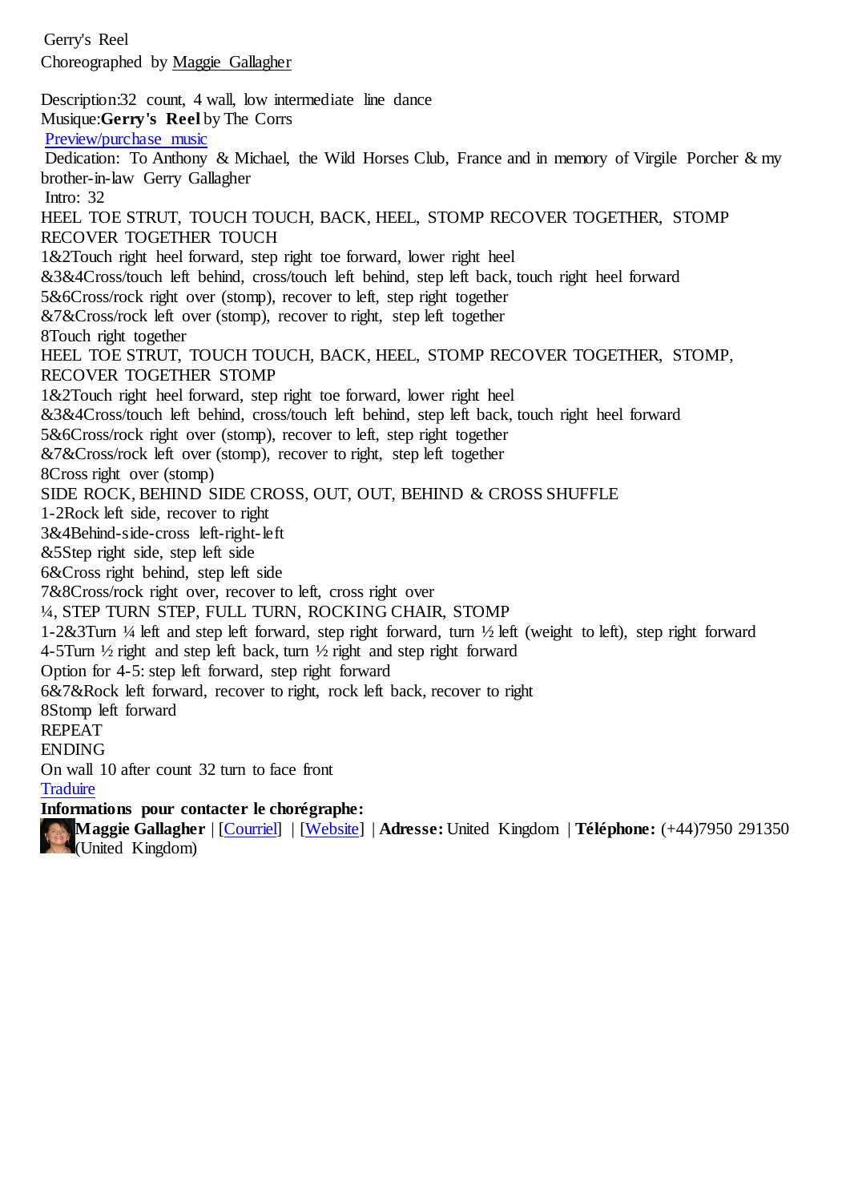Gerry's Reel

Choreographed by Maggie Gallagher

Description:32 count, 4 wall, low intermediate line dance

Musique:**Gerry's Reel** by The Corrs

Preview/purchase music

Dedication: To Anthony & Michael, the Wild Horses Club, France and in memory of Virgile Porcher & my brother-in-law Gerry Gallagher

Intro: 32

HEEL TOE STRUT, TOUCH TOUCH, BACK, HEEL, STOMP RECOVER TOGETHER, STOMP RECOVER TOGETHER TOUCH

1&2Touch right heel forward, step right toe forward, lower right heel

&3&4Cross/touch left behind, cross/touch left behind, step left back, touch right heel forward

5&6Cross/rock right over (stomp), recover to left, step right together

&7&Cross/rock left over (stomp), recover to right, step left together

8Touch right together

HEEL TOE STRUT, TOUCH TOUCH, BACK, HEEL, STOMP RECOVER TOGETHER, STOMP, RECOVER TOGETHER STOMP

1&2Touch right heel forward, step right toe forward, lower right heel

&3&4Cross/touch left behind, cross/touch left behind, step left back, touch right heel forward

5&6Cross/rock right over (stomp), recover to left, step right together

&7&Cross/rock left over (stomp), recover to right, step left together

8Cross right over (stomp)

SIDE ROCK, BEHIND SIDE CROSS, OUT, OUT, BEHIND & CROSS SHUFFLE

1-2Rock left side, recover to right

3&4Behind-side-cross left-right-left

&5Step right side, step left side

6&Cross right behind, step left side

7&8Cross/rock right over, recover to left, cross right over

¼, STEP TURN STEP, FULL TURN, ROCKING CHAIR, STOMP

1-2&3Turn ¼ left and step left forward, step right forward, turn ½ left (weight to left), step right forward

4-5Turn ½ right and step left back, turn ½ right and step right forward

Option for 4-5: step left forward, step right forward

6&7&Rock left forward, recover to right, rock left back, recover to right

8Stomp left forward

REPEAT

ENDING

On wall 10 after count 32 turn to face front

Traduire

**Informations pour contacter le chorégraphe:**

**Maggie Gallagher** | [Courriel] | [Website] | **Adresse:** United Kingdom | **Téléphone:** (+44)7950 291350 (United Kingdom)